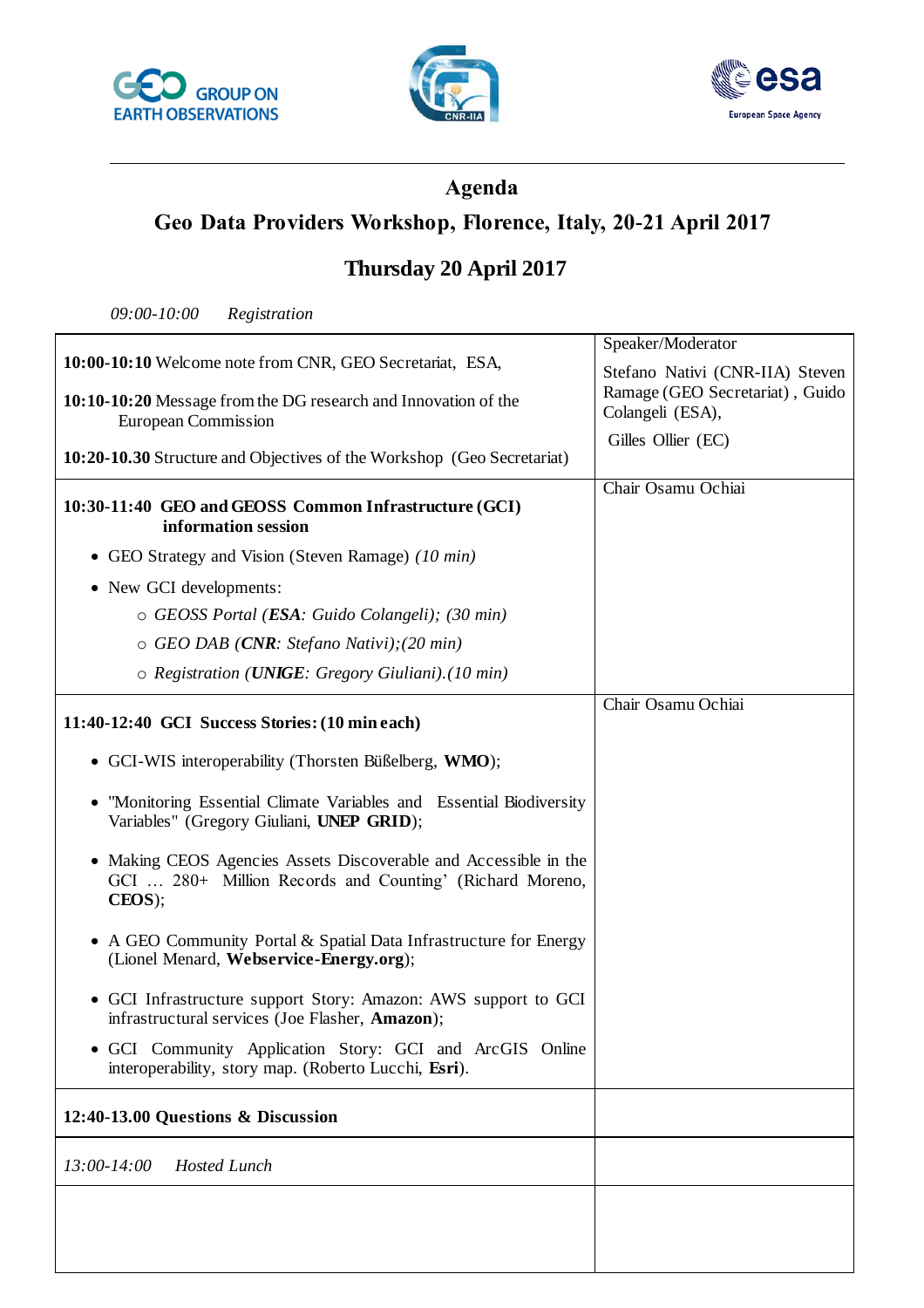GROUP ON EARTH OBSERVATIONS

CNR-IIA

esa European Space Agency

---

## Agenda

## Geo Data Providers Workshop, Florence, Italy, 20-21 April 2017

## Thursday 20 April 2017

*09:00-10:00 Registration*

| | Speaker/Moderator |
|---|---|
| **10:00-10:10** Welcome note from CNR, GEO Secretariat, ESA,<br><br>**10:10-10:20** Message from the DG research and Innovation of the European Commission<br><br>**10:20-10.30** Structure and Objectives of the Workshop (Geo Secretariat) | Stefano Nativi (CNR-IIA) Steven Ramage (GEO Secretariat) , Guido Colangeli (ESA),<br><br>Gilles Ollier (EC) |
| **10:30-11:40 GEO and GEOSS Common Infrastructure (GCI) information session**<br><br>• GEO Strategy and Vision (Steven Ramage) *(10 min)*<br><br>• New GCI developments:<br>&nbsp;&nbsp;&nbsp;&nbsp;○ *GEOSS Portal (**ESA**: Guido Colangeli); (30 min)*<br>&nbsp;&nbsp;&nbsp;&nbsp;○ *GEO DAB (**CNR**: Stefano Nativi);(20 min)*<br>&nbsp;&nbsp;&nbsp;&nbsp;○ *Registration (**UNIGE**: Gregory Giuliani).(10 min)* | Chair Osamu Ochiai |
| **11:40-12:40 GCI Success Stories: (10 min each)**<br><br>• GCI-WIS interoperability (Thorsten Büßelberg, **WMO**);<br><br>• "Monitoring Essential Climate Variables and Essential Biodiversity Variables" (Gregory Giuliani, **UNEP GRID**);<br><br>• Making CEOS Agencies Assets Discoverable and Accessible in the GCI … 280+ Million Records and Counting' (Richard Moreno, **CEOS**);<br><br>• A GEO Community Portal & Spatial Data Infrastructure for Energy (Lionel Menard, **Webservice-Energy.org**);<br><br>• GCI Infrastructure support Story: Amazon: AWS support to GCI infrastructural services (Joe Flasher, **Amazon**);<br><br>• GCI Community Application Story: GCI and ArcGIS Online interoperability, story map. (Roberto Lucchi, **Esri**). | Chair Osamu Ochiai |
| **12:40-13.00 Questions & Discussion** | |
| *13:00-14:00 Hosted Lunch* | |
| | |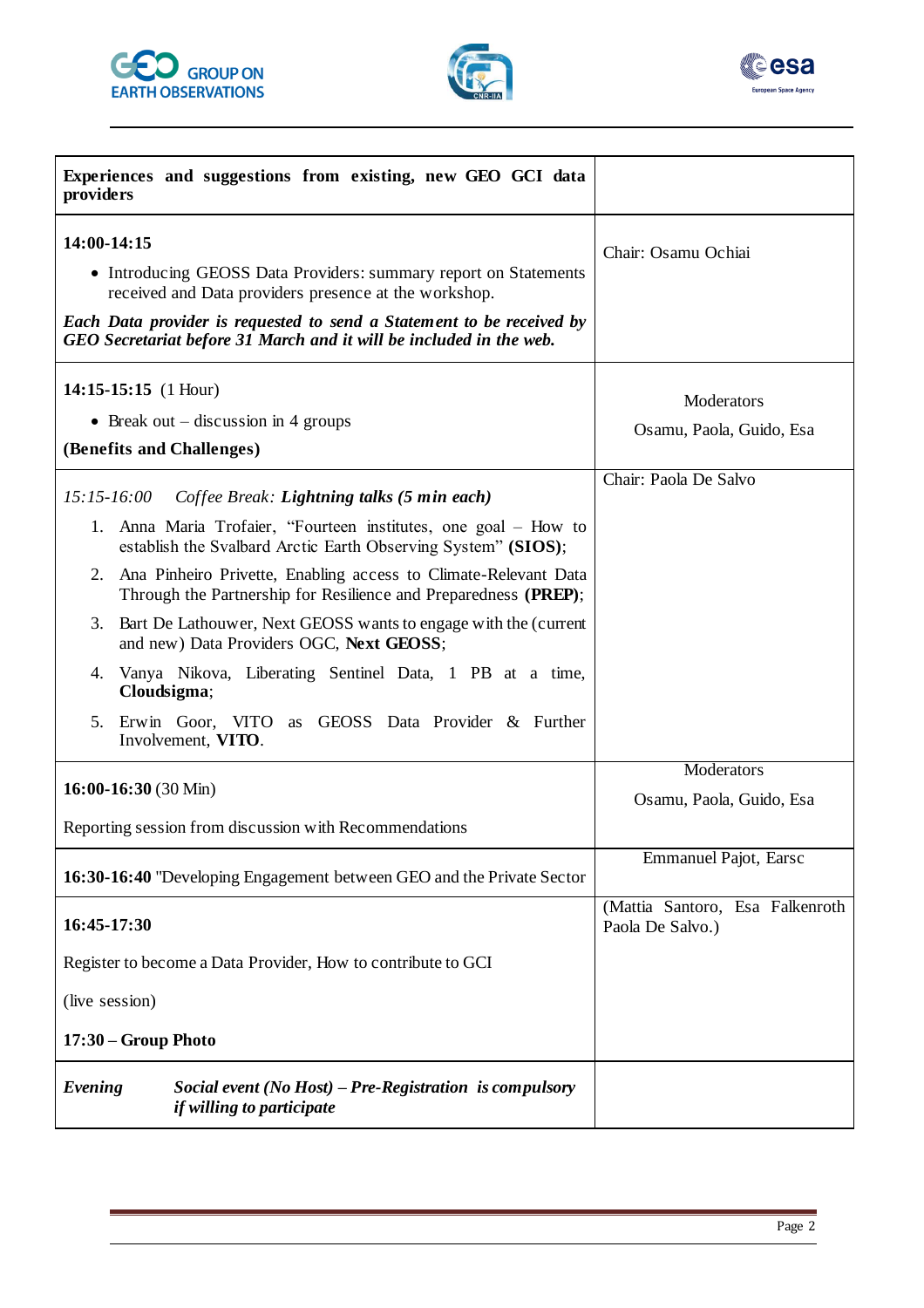| Experiences and suggestions from existing, new GEO GCI data providers | |
|---|---|
| **14:00-14:15**<br>• Introducing GEOSS Data Providers: summary report on Statements received and Data providers presence at the workshop.<br>***Each Data provider is requested to send a Statement to be received by GEO Secretariat before 31 March and it will be included in the web.*** | Chair: Osamu Ochiai |
| **14:15-15:15** (1 Hour)<br>• Break out – discussion in 4 groups<br>**(Benefits and Challenges)** | Moderators<br>Osamu, Paola, Guido, Esa |
| *15:15-16:00 Coffee Break:* ***Lightning talks (5 min each)***<br>1. Anna Maria Trofaier, "Fourteen institutes, one goal – How to establish the Svalbard Arctic Earth Observing System" **(SIOS)**;<br>2. Ana Pinheiro Privette, Enabling access to Climate-Relevant Data Through the Partnership for Resilience and Preparedness **(PREP)**;<br>3. Bart De Lathouwer, Next GEOSS wants to engage with the (current and new) Data Providers OGC, **Next GEOSS**;<br>4. Vanya Nikova, Liberating Sentinel Data, 1 PB at a time, **Cloudsigma**;<br>5. Erwin Goor, VITO as GEOSS Data Provider & Further Involvement, **VITO**. | Chair: Paola De Salvo |
| **16:00-16:30** (30 Min)<br>Reporting session from discussion with Recommendations | Moderators<br>Osamu, Paola, Guido, Esa |
| **16:30-16:40** "Developing Engagement between GEO and the Private Sector | Emmanuel Pajot, Earsc |
| **16:45-17:30**<br>Register to become a Data Provider, How to contribute to GCI<br>(live session)<br>**17:30 – Group Photo** | (Mattia Santoro, Esa Falkenroth Paola De Salvo.) |
| ***Evening*** ***Social event (No Host) – Pre-Registration is compulsory if willing to participate*** | |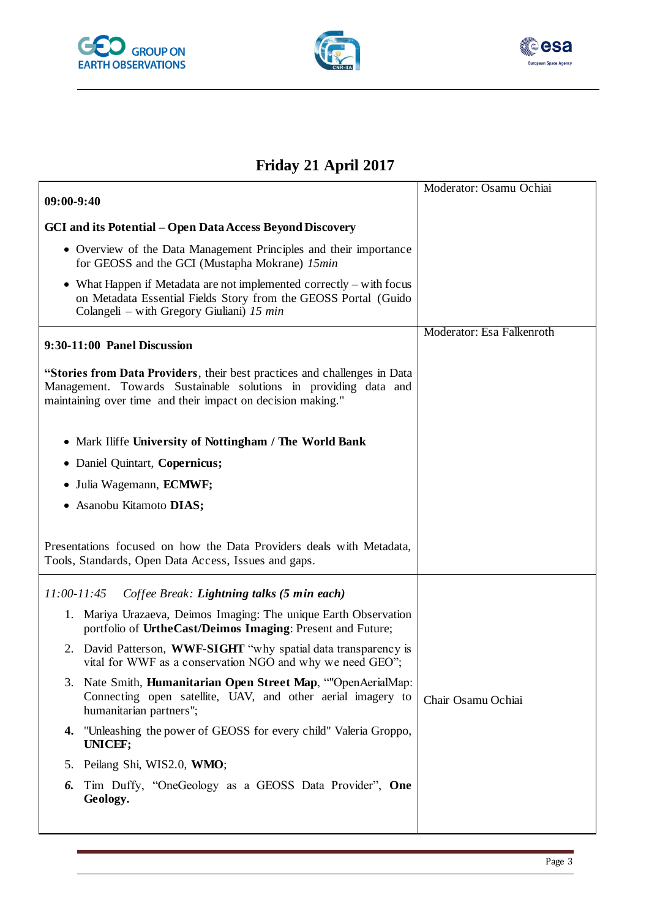## Friday 21 April 2017

| | |
|---|---|
| **09:00-9:40**<br><br>**GCI and its Potential – Open Data Access Beyond Discovery**<br><br>• Overview of the Data Management Principles and their importance for GEOSS and the GCI (Mustapha Mokrane) *15min*<br>• What Happen if Metadata are not implemented correctly – with focus on Metadata Essential Fields Story from the GEOSS Portal (Guido Colangeli – with Gregory Giuliani) *15 min* | Moderator: Osamu Ochiai |
| **9:30-11:00 Panel Discussion**<br><br>**"Stories from Data Providers**, their best practices and challenges in Data Management. Towards Sustainable solutions in providing data and maintaining over time and their impact on decision making."<br><br>• Mark Iliffe **University of Nottingham / The World Bank**<br>• Daniel Quintart, **Copernicus;**<br>• Julia Wagemann, **ECMWF;**<br>• Asanobu Kitamoto **DIAS;**<br><br>Presentations focused on how the Data Providers deals with Metadata, Tools, Standards, Open Data Access, Issues and gaps. | Moderator: Esa Falkenroth |
| *11:00-11:45 Coffee Break: **Lightning talks (5 min each)***<br><br>1. Mariya Urazaeva, Deimos Imaging: The unique Earth Observation portfolio of **UrtheCast/Deimos Imaging**: Present and Future;<br>2. David Patterson, **WWF-SIGHT** "why spatial data transparency is vital for WWF as a conservation NGO and why we need GEO";<br>3. Nate Smith, **Humanitarian Open Street Map**, ""OpenAerialMap: Connecting open satellite, UAV, and other aerial imagery to humanitarian partners";<br>4. "Unleashing the power of GEOSS for every child" Valeria Groppo, **UNICEF;**<br>5. Peilang Shi, WIS2.0, **WMO**;<br>6. Tim Duffy, "OneGeology as a GEOSS Data Provider", **One Geology.** | Chair Osamu Ochiai |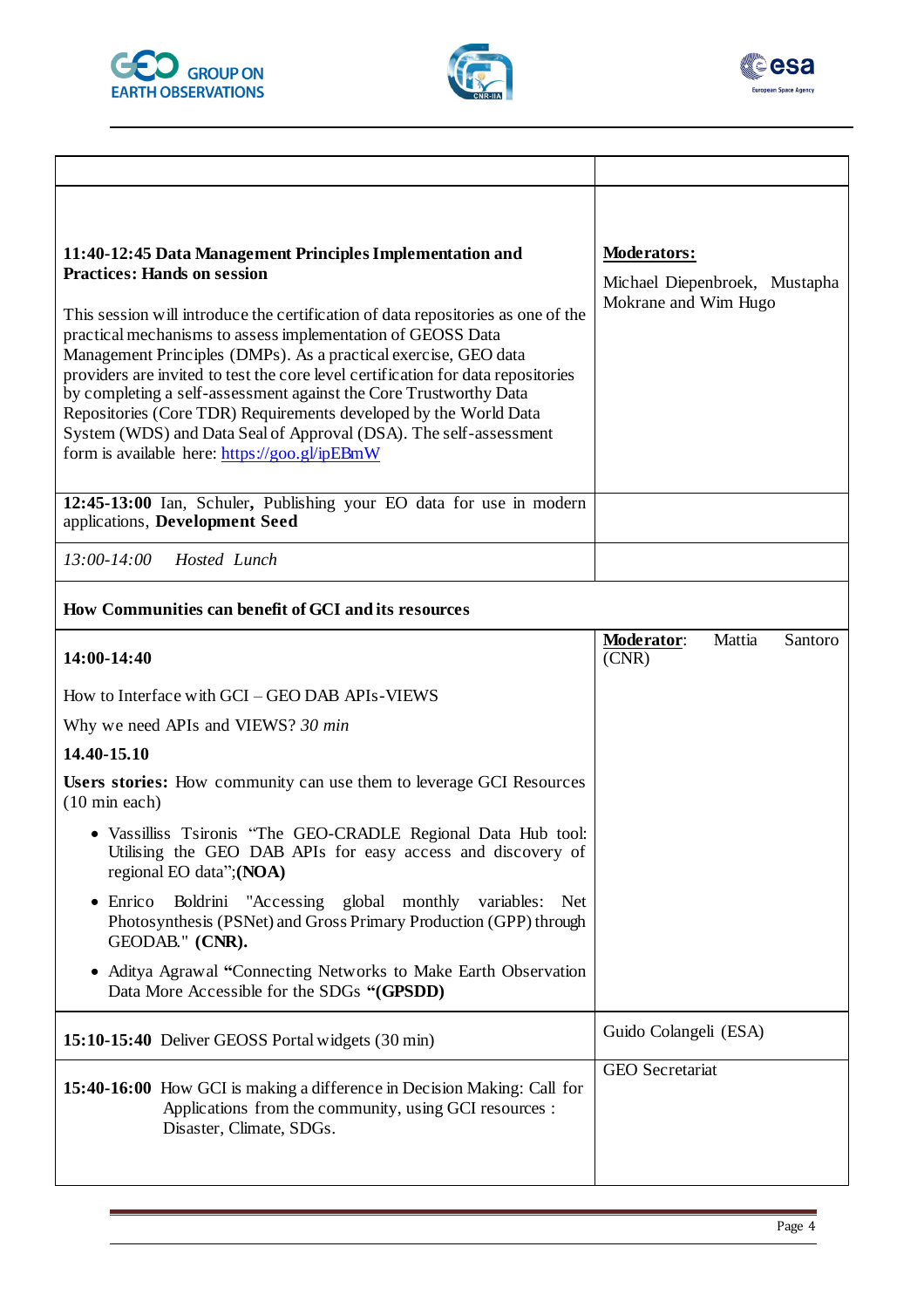| | |
|---|---|
| **11:40-12:45 Data Management Principles Implementation and Practices: Hands on session**<br><br>This session will introduce the certification of data repositories as one of the practical mechanisms to assess implementation of GEOSS Data Management Principles (DMPs). As a practical exercise, GEO data providers are invited to test the core level certification for data repositories by completing a self-assessment against the Core Trustworthy Data Repositories (Core TDR) Requirements developed by the World Data System (WDS) and Data Seal of Approval (DSA). The self-assessment form is available here: https://goo.gl/ipEBmW | **Moderators:**<br><br>Michael Diepenbroek, Mustapha Mokrane and Wim Hugo |
| **12:45-13:00** Ian, Schuler**,** Publishing your EO data for use in modern applications, **Development Seed** | |
| *13:00-14:00 Hosted Lunch* | |
| **How Communities can benefit of GCI and its resources** | |
| **14:00-14:40**<br><br>How to Interface with GCI – GEO DAB APIs-VIEWS<br><br>Why we need APIs and VIEWS? *30 min*<br><br>**14.40-15.10**<br><br>**Users stories:** How community can use them to leverage GCI Resources (10 min each)<br><br>• Vassilliss Tsironis "The GEO-CRADLE Regional Data Hub tool: Utilising the GEO DAB APIs for easy access and discovery of regional EO data";**(NOA)**<br><br>• Enrico Boldrini "Accessing global monthly variables: Net Photosynthesis (PSNet) and Gross Primary Production (GPP) through GEODAB." **(CNR).**<br><br>• Aditya Agrawal **"**Connecting Networks to Make Earth Observation Data More Accessible for the SDGs **"(GPSDD)** | **Moderator**: Mattia Santoro (CNR) |
| **15:10-15:40** Deliver GEOSS Portal widgets (30 min) | Guido Colangeli (ESA) |
| **15:40-16:00** How GCI is making a difference in Decision Making: Call for Applications from the community, using GCI resources : Disaster, Climate, SDGs. | GEO Secretariat |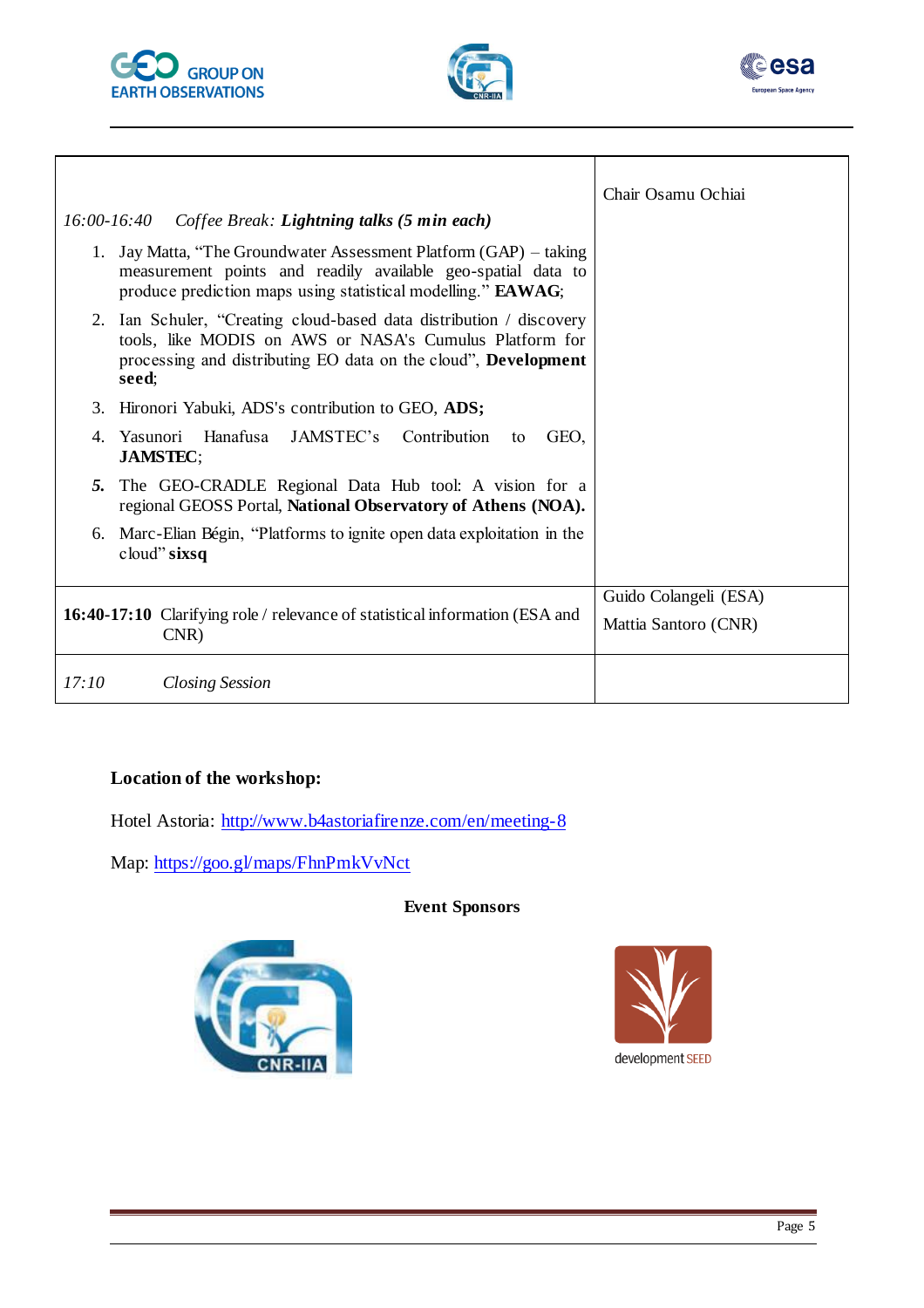| | |
|---|---|
| *16:00-16:40 Coffee Break: **Lightning talks (5 min each)***<br>1. Jay Matta, "The Groundwater Assessment Platform (GAP) – taking measurement points and readily available geo-spatial data to produce prediction maps using statistical modelling." **EAWAG**;<br>2. Ian Schuler, "Creating cloud-based data distribution / discovery tools, like MODIS on AWS or NASA's Cumulus Platform for processing and distributing EO data on the cloud", **Development seed**;<br>3. Hironori Yabuki, ADS's contribution to GEO, **ADS;**<br>4. Yasunori Hanafusa JAMSTEC's Contribution to GEO, **JAMSTEC**;<br>5. The GEO-CRADLE Regional Data Hub tool: A vision for a regional GEOSS Portal, **National Observatory of Athens (NOA).**<br>6. Marc-Elian Bégin, "Platforms to ignite open data exploitation in the cloud" **sixsq** | Chair Osamu Ochiai |
| **16:40-17:10** Clarifying role / relevance of statistical information (ESA and CNR) | Guido Colangeli (ESA)<br>Mattia Santoro (CNR) |
| *17:10 Closing Session* | |

**Location of the workshop:**

Hotel Astoria: http://www.b4astoriafirenze.com/en/meeting-8

Map: https://goo.gl/maps/FhnPmkVvNct

**Event Sponsors**

CNR-IIA

development SEED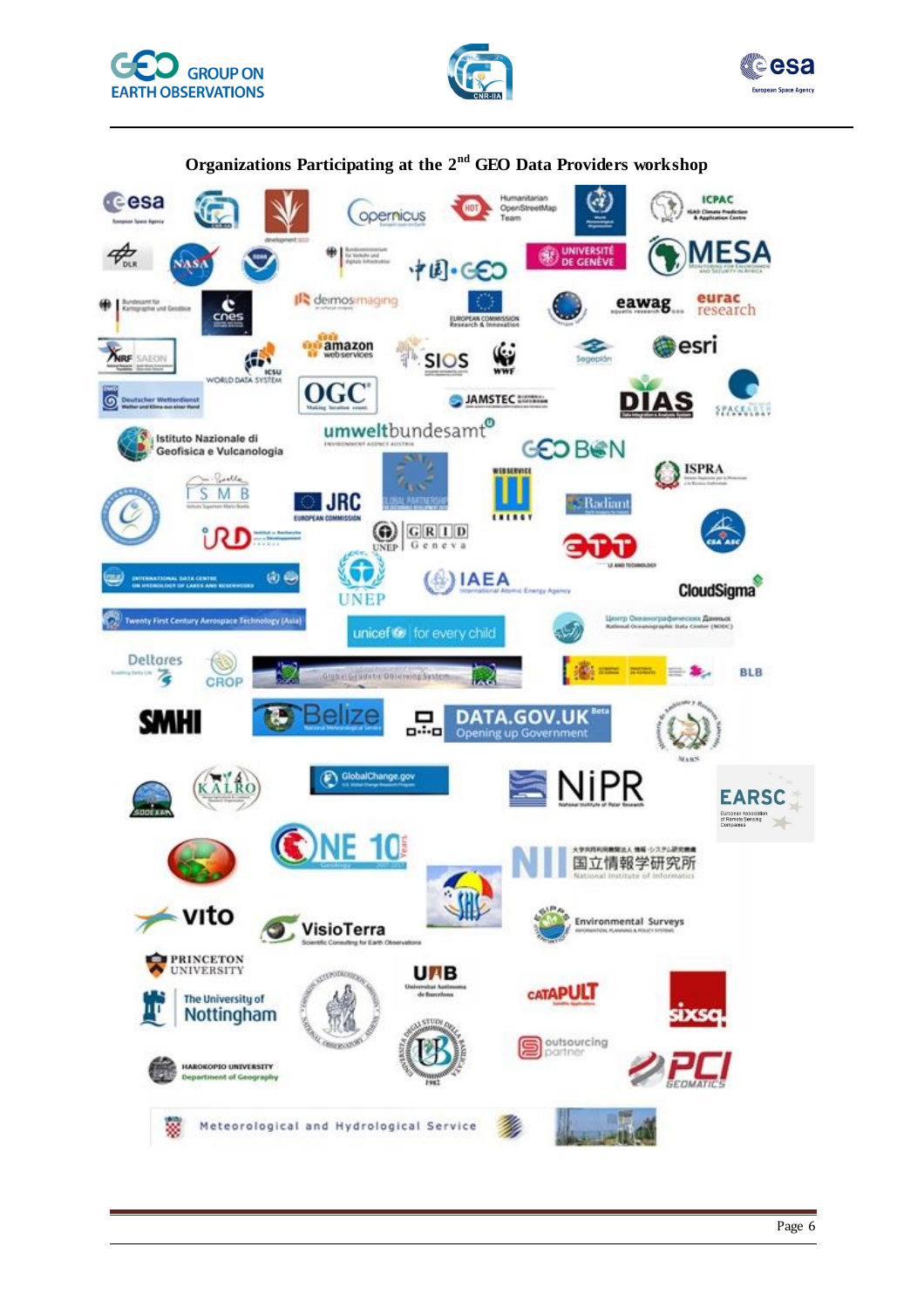## Organizations Participating at the 2nd GEO Data Providers workshop